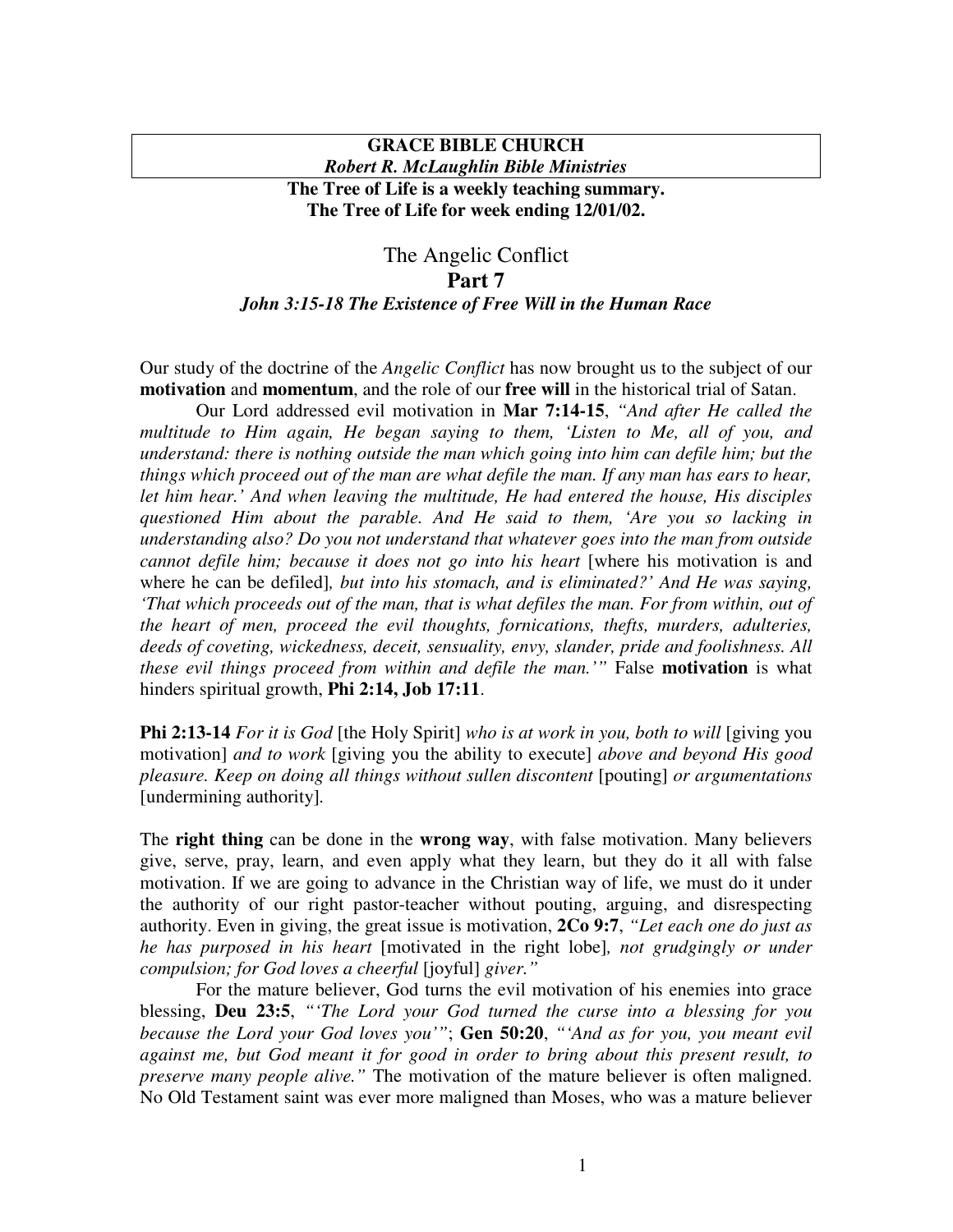**GRACE BIBLE CHURCH**
***Robert R. McLaughlin Bible Ministries***

**The Tree of Life is a weekly teaching summary.**
**The Tree of Life for week ending 12/01/02.**

# The Angelic Conflict
## Part 7
### *John 3:15-18 The Existence of Free Will in the Human Race*

Our study of the doctrine of the *Angelic Conflict* has now brought us to the subject of our **motivation** and **momentum**, and the role of our **free will** in the historical trial of Satan.

Our Lord addressed evil motivation in **Mar 7:14-15**, *"And after He called the multitude to Him again, He began saying to them, 'Listen to Me, all of you, and understand: there is nothing outside the man which going into him can defile him; but the things which proceed out of the man are what defile the man. If any man has ears to hear, let him hear.' And when leaving the multitude, He had entered the house, His disciples questioned Him about the parable. And He said to them, 'Are you so lacking in understanding also? Do you not understand that whatever goes into the man from outside cannot defile him; because it does not go into his heart* [where his motivation is and where he can be defiled]*, but into his stomach, and is eliminated?' And He was saying, 'That which proceeds out of the man, that is what defiles the man. For from within, out of the heart of men, proceed the evil thoughts, fornications, thefts, murders, adulteries, deeds of coveting, wickedness, deceit, sensuality, envy, slander, pride and foolishness. All these evil things proceed from within and defile the man.'"* False **motivation** is what hinders spiritual growth, **Phi 2:14, Job 17:11**.

**Phi 2:13-14** *For it is God* [the Holy Spirit] *who is at work in you, both to will* [giving you motivation] *and to work* [giving you the ability to execute] *above and beyond His good pleasure. Keep on doing all things without sullen discontent* [pouting] *or argumentations* [undermining authority].

The **right thing** can be done in the **wrong way**, with false motivation. Many believers give, serve, pray, learn, and even apply what they learn, but they do it all with false motivation. If we are going to advance in the Christian way of life, we must do it under the authority of our right pastor-teacher without pouting, arguing, and disrespecting authority. Even in giving, the great issue is motivation, **2Co 9:7**, *"Let each one do just as he has purposed in his heart* [motivated in the right lobe]*, not grudgingly or under compulsion; for God loves a cheerful* [joyful] *giver."*

For the mature believer, God turns the evil motivation of his enemies into grace blessing, **Deu 23:5**, *"'The Lord your God turned the curse into a blessing for you because the Lord your God loves you'"*; **Gen 50:20**, *"'And as for you, you meant evil against me, but God meant it for good in order to bring about this present result, to preserve many people alive."* The motivation of the mature believer is often maligned. No Old Testament saint was ever more maligned than Moses, who was a mature believer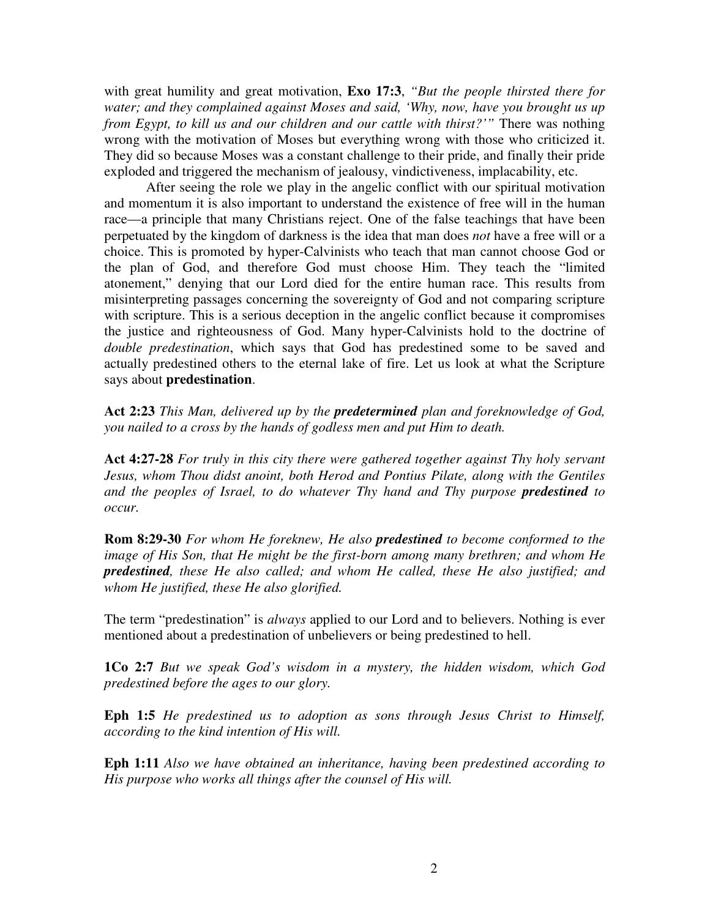with great humility and great motivation, **Exo 17:3**, *"But the people thirsted there for water; and they complained against Moses and said, 'Why, now, have you brought us up from Egypt, to kill us and our children and our cattle with thirst?'"* There was nothing wrong with the motivation of Moses but everything wrong with those who criticized it. They did so because Moses was a constant challenge to their pride, and finally their pride exploded and triggered the mechanism of jealousy, vindictiveness, implacability, etc.

After seeing the role we play in the angelic conflict with our spiritual motivation and momentum it is also important to understand the existence of free will in the human race—a principle that many Christians reject. One of the false teachings that have been perpetuated by the kingdom of darkness is the idea that man does *not* have a free will or a choice. This is promoted by hyper-Calvinists who teach that man cannot choose God or the plan of God, and therefore God must choose Him. They teach the "limited atonement," denying that our Lord died for the entire human race. This results from misinterpreting passages concerning the sovereignty of God and not comparing scripture with scripture. This is a serious deception in the angelic conflict because it compromises the justice and righteousness of God. Many hyper-Calvinists hold to the doctrine of *double predestination*, which says that God has predestined some to be saved and actually predestined others to the eternal lake of fire. Let us look at what the Scripture says about **predestination**.

**Act 2:23** *This Man, delivered up by the **predetermined** plan and foreknowledge of God, you nailed to a cross by the hands of godless men and put Him to death.*

**Act 4:27-28** *For truly in this city there were gathered together against Thy holy servant Jesus, whom Thou didst anoint, both Herod and Pontius Pilate, along with the Gentiles and the peoples of Israel, to do whatever Thy hand and Thy purpose **predestined** to occur.*

**Rom 8:29-30** *For whom He foreknew, He also **predestined** to become conformed to the image of His Son, that He might be the first-born among many brethren; and whom He **predestined**, these He also called; and whom He called, these He also justified; and whom He justified, these He also glorified.*

The term "predestination" is *always* applied to our Lord and to believers. Nothing is ever mentioned about a predestination of unbelievers or being predestined to hell.

**1Co 2:7** *But we speak God's wisdom in a mystery, the hidden wisdom, which God predestined before the ages to our glory.*

**Eph 1:5** *He predestined us to adoption as sons through Jesus Christ to Himself, according to the kind intention of His will.*

**Eph 1:11** *Also we have obtained an inheritance, having been predestined according to His purpose who works all things after the counsel of His will.*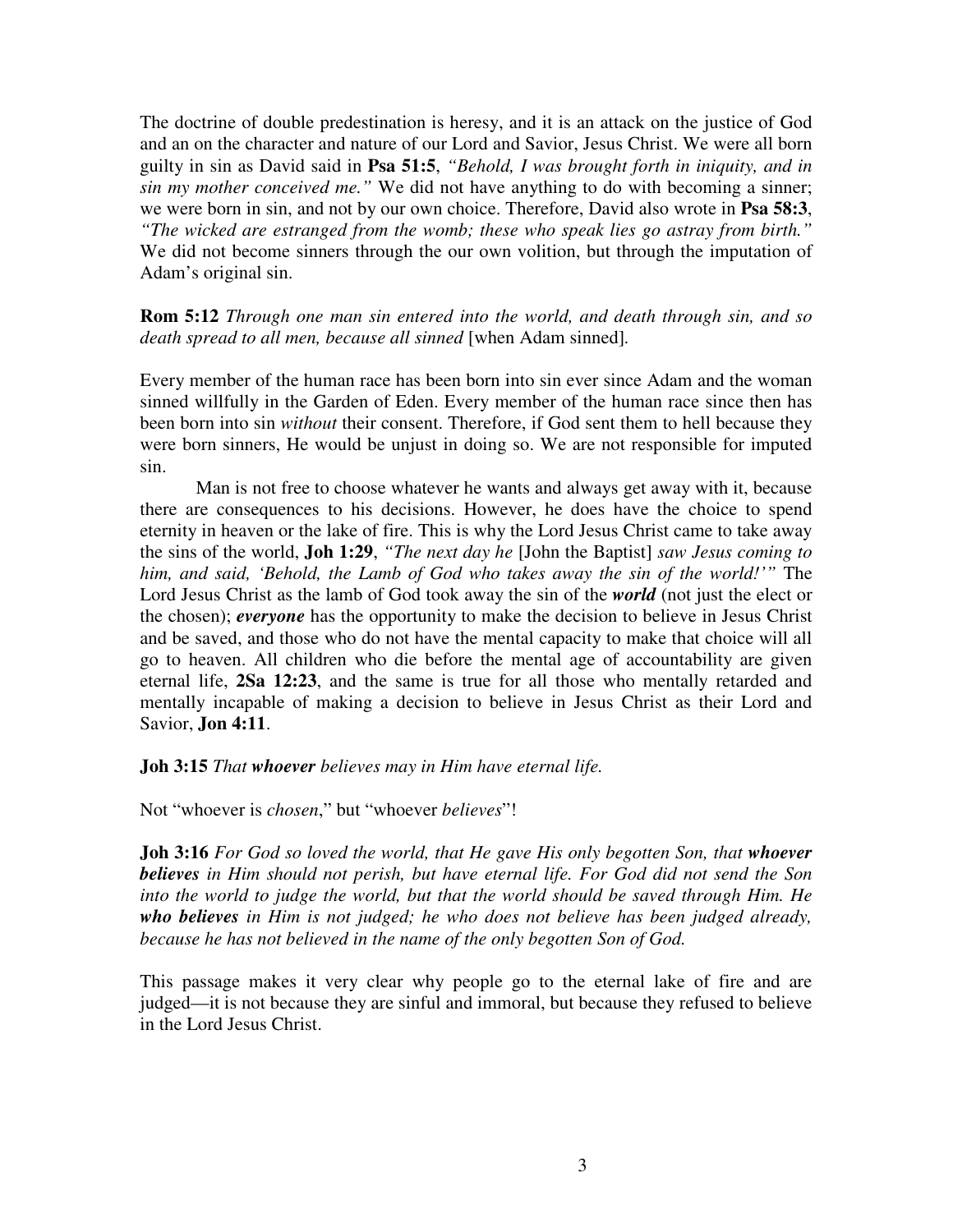The doctrine of double predestination is heresy, and it is an attack on the justice of God and an on the character and nature of our Lord and Savior, Jesus Christ. We were all born guilty in sin as David said in **Psa 51:5**, *"Behold, I was brought forth in iniquity, and in sin my mother conceived me."* We did not have anything to do with becoming a sinner; we were born in sin, and not by our own choice. Therefore, David also wrote in **Psa 58:3**, *"The wicked are estranged from the womb; these who speak lies go astray from birth."* We did not become sinners through the our own volition, but through the imputation of Adam's original sin.

**Rom 5:12** *Through one man sin entered into the world, and death through sin, and so death spread to all men, because all sinned* [when Adam sinned].

Every member of the human race has been born into sin ever since Adam and the woman sinned willfully in the Garden of Eden. Every member of the human race since then has been born into sin *without* their consent. Therefore, if God sent them to hell because they were born sinners, He would be unjust in doing so. We are not responsible for imputed sin.

Man is not free to choose whatever he wants and always get away with it, because there are consequences to his decisions. However, he does have the choice to spend eternity in heaven or the lake of fire. This is why the Lord Jesus Christ came to take away the sins of the world, **Joh 1:29**, *"The next day he* [John the Baptist] *saw Jesus coming to him, and said, 'Behold, the Lamb of God who takes away the sin of the world!'"* The Lord Jesus Christ as the lamb of God took away the sin of the ***world*** (not just the elect or the chosen); ***everyone*** has the opportunity to make the decision to believe in Jesus Christ and be saved, and those who do not have the mental capacity to make that choice will all go to heaven. All children who die before the mental age of accountability are given eternal life, **2Sa 12:23**, and the same is true for all those who mentally retarded and mentally incapable of making a decision to believe in Jesus Christ as their Lord and Savior, **Jon 4:11**.

**Joh 3:15** *That **whoever** believes may in Him have eternal life.*

Not "whoever is *chosen*," but "whoever *believes*"!

**Joh 3:16** *For God so loved the world, that He gave His only begotten Son, that **whoever believes** in Him should not perish, but have eternal life. For God did not send the Son into the world to judge the world, but that the world should be saved through Him. He **who believes** in Him is not judged; he who does not believe has been judged already, because he has not believed in the name of the only begotten Son of God.*

This passage makes it very clear why people go to the eternal lake of fire and are judged—it is not because they are sinful and immoral, but because they refused to believe in the Lord Jesus Christ.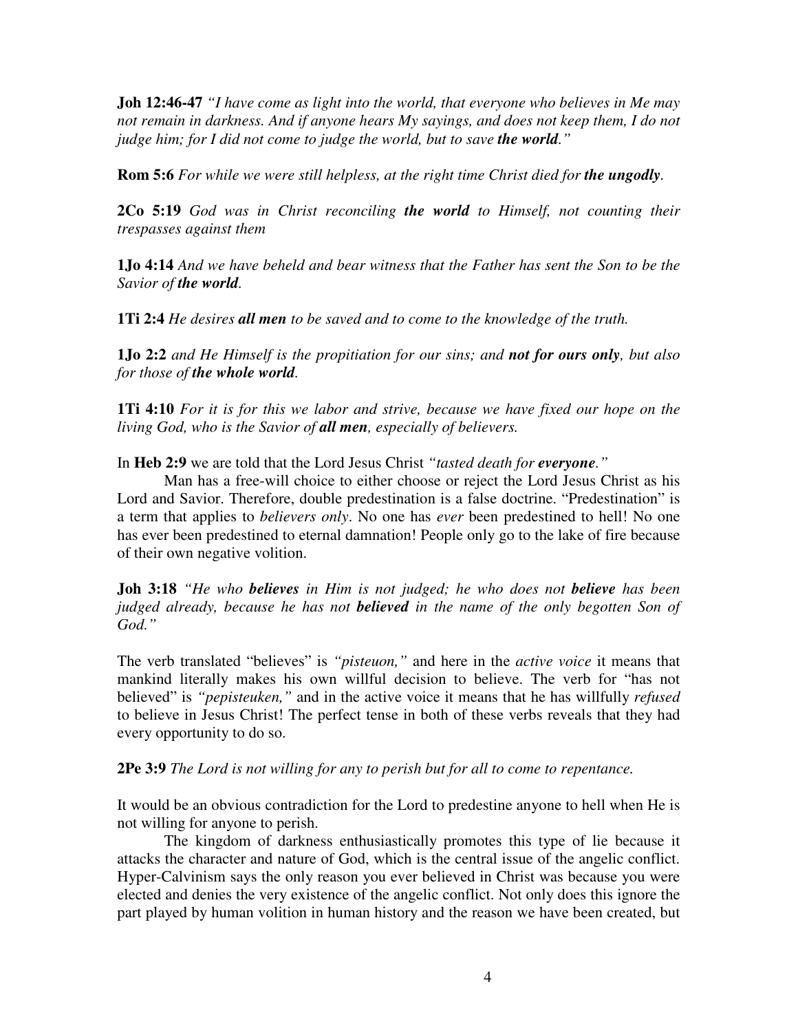**Joh 12:46-47** *"I have come as light into the world, that everyone who believes in Me may not remain in darkness. And if anyone hears My sayings, and does not keep them, I do not judge him; for I did not come to judge the world, but to save **the world**."*

**Rom 5:6** *For while we were still helpless, at the right time Christ died for **the ungodly**.*

**2Co 5:19** *God was in Christ reconciling **the world** to Himself, not counting their trespasses against them*

**1Jo 4:14** *And we have beheld and bear witness that the Father has sent the Son to be the Savior of **the world**.*

**1Ti 2:4** *He desires **all men** to be saved and to come to the knowledge of the truth.*

**1Jo 2:2** *and He Himself is the propitiation for our sins; and **not for ours only**, but also for those of **the whole world**.*

**1Ti 4:10** *For it is for this we labor and strive, because we have fixed our hope on the living God, who is the Savior of **all men**, especially of believers.*

In **Heb 2:9** we are told that the Lord Jesus Christ *"tasted death for **everyone**."*

Man has a free-will choice to either choose or reject the Lord Jesus Christ as his Lord and Savior. Therefore, double predestination is a false doctrine. "Predestination" is a term that applies to *believers only*. No one has *ever* been predestined to hell! No one has ever been predestined to eternal damnation! People only go to the lake of fire because of their own negative volition.

**Joh 3:18** *"He who **believes** in Him is not judged; he who does not **believe** has been judged already, because he has not **believed** in the name of the only begotten Son of God."*

The verb translated "believes" is *"pisteuon,"* and here in the *active voice* it means that mankind literally makes his own willful decision to believe. The verb for "has not believed" is *"pepisteuken,"* and in the active voice it means that he has willfully *refused* to believe in Jesus Christ! The perfect tense in both of these verbs reveals that they had every opportunity to do so.

**2Pe 3:9** *The Lord is not willing for any to perish but for all to come to repentance.*

It would be an obvious contradiction for the Lord to predestine anyone to hell when He is not willing for anyone to perish.

The kingdom of darkness enthusiastically promotes this type of lie because it attacks the character and nature of God, which is the central issue of the angelic conflict. Hyper-Calvinism says the only reason you ever believed in Christ was because you were elected and denies the very existence of the angelic conflict. Not only does this ignore the part played by human volition in human history and the reason we have been created, but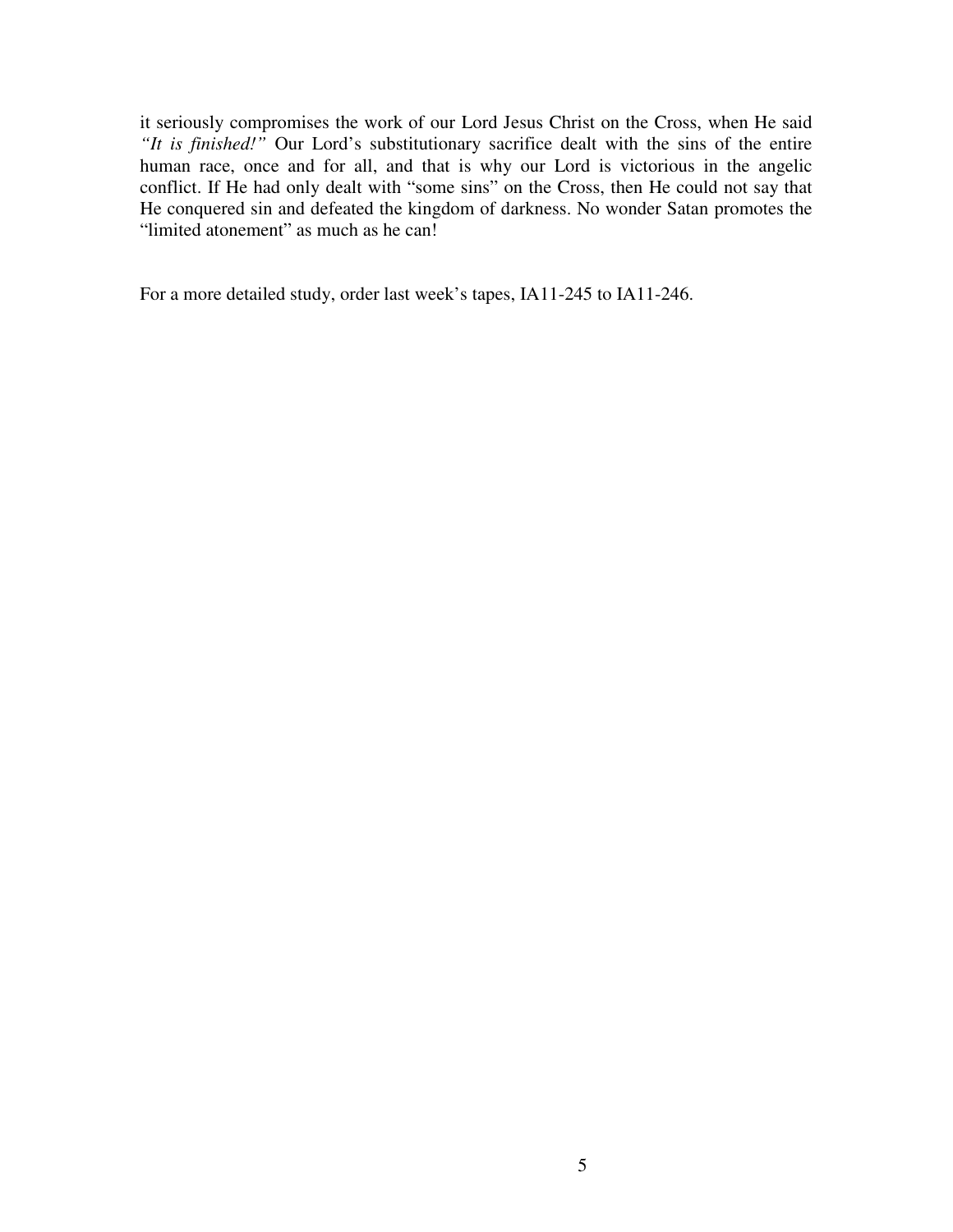it seriously compromises the work of our Lord Jesus Christ on the Cross, when He said *"It is finished!"* Our Lord's substitutionary sacrifice dealt with the sins of the entire human race, once and for all, and that is why our Lord is victorious in the angelic conflict. If He had only dealt with "some sins" on the Cross, then He could not say that He conquered sin and defeated the kingdom of darkness. No wonder Satan promotes the "limited atonement" as much as he can!

For a more detailed study, order last week's tapes, IA11-245 to IA11-246.